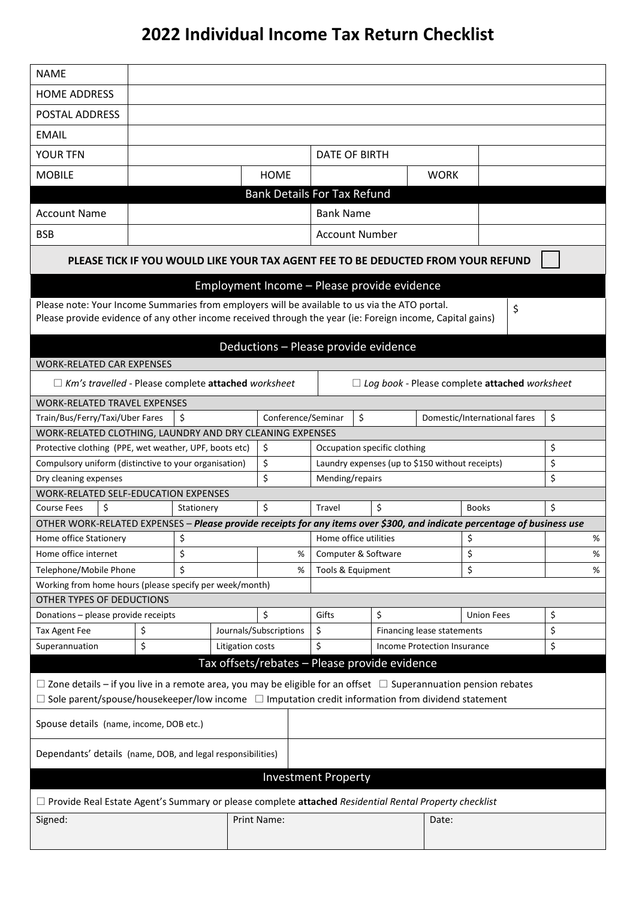# 2022 Individual Income Tax Return Checklist

| | | | | | |
|---|---|---|---|---|---|
| NAME | | | | | |
| HOME ADDRESS | | | | | |
| POSTAL ADDRESS | | | | | |
| EMAIL | | | | | |
| YOUR TFN | | | DATE OF BIRTH | | |
| MOBILE | | HOME | | WORK | |

## Bank Details For Tax Refund

| | | | |
|---|---|---|---|
| Account Name | | Bank Name | |
| BSB | | Account Number | |

**PLEASE TICK IF YOU WOULD LIKE YOUR TAX AGENT FEE TO BE DEDUCTED FROM YOUR REFUND** ☐

## Employment Income – Please provide evidence

Please note: Your Income Summaries from employers will be available to us via the ATO portal.
Please provide evidence of any other income received through the year (ie: Foreign income, Capital gains) $

## Deductions – Please provide evidence

**WORK-RELATED CAR EXPENSES**

☐ *Km's travelled* - Please complete **attached** *worksheet* ☐ *Log book* - Please complete **attached** *worksheet*

**WORK-RELATED TRAVEL EXPENSES**

| | | | | | |
|---|---|---|---|---|---|
| Train/Bus/Ferry/Taxi/Uber Fares | $ | Conference/Seminar | $ | Domestic/International fares | $ |

**WORK-RELATED CLOTHING, LAUNDRY AND DRY CLEANING EXPENSES**

| | | | |
|---|---|---|---|
| Protective clothing (PPE, wet weather, UPF, boots etc) | $ | Occupation specific clothing | $ |
| Compulsory uniform (distinctive to your organisation) | $ | Laundry expenses (up to $150 without receipts) | $ |
| Dry cleaning expenses | $ | Mending/repairs | $ |

**WORK-RELATED SELF-EDUCATION EXPENSES**

| | | | | | | | |
|---|---|---|---|---|---|---|---|
| Course Fees | $ | Stationery | $ | Travel | $ | Books | $ |

**OTHER WORK-RELATED EXPENSES** – ***Please provide receipts for any items over $300, and indicate percentage of business use***

| | | | | | |
|---|---|---|---|---|---|
| Home office Stationery | $ | | Home office utilities | $ | % |
| Home office internet | $ | % | Computer & Software | $ | % |
| Telephone/Mobile Phone | $ | % | Tools & Equipment | $ | % |
| Working from home hours (please specify per week/month) | | | | | |

**OTHER TYPES OF DEDUCTIONS**

| | | | | | |
|---|---|---|---|---|---|
| Donations – please provide receipts | $ | Gifts | $ | Union Fees | $ |
| Tax Agent Fee | $ | Journals/Subscriptions | $ | Financing lease statements | $ |
| Superannuation | $ | Litigation costs | $ | Income Protection Insurance | $ |

## Tax offsets/rebates – Please provide evidence

☐ Zone details – if you live in a remote area, you may be eligible for an offset ☐ Superannuation pension rebates
☐ Sole parent/spouse/housekeeper/low income ☐ Imputation credit information from dividend statement

| | |
|---|---|
| Spouse details (name, income, DOB etc.) | |
| Dependants' details (name, DOB, and legal responsibilities) | |

## Investment Property

☐ Provide Real Estate Agent's Summary or please complete **attached** *Residential Rental Property checklist*

| | | |
|---|---|---|
| Signed: | Print Name: | Date: |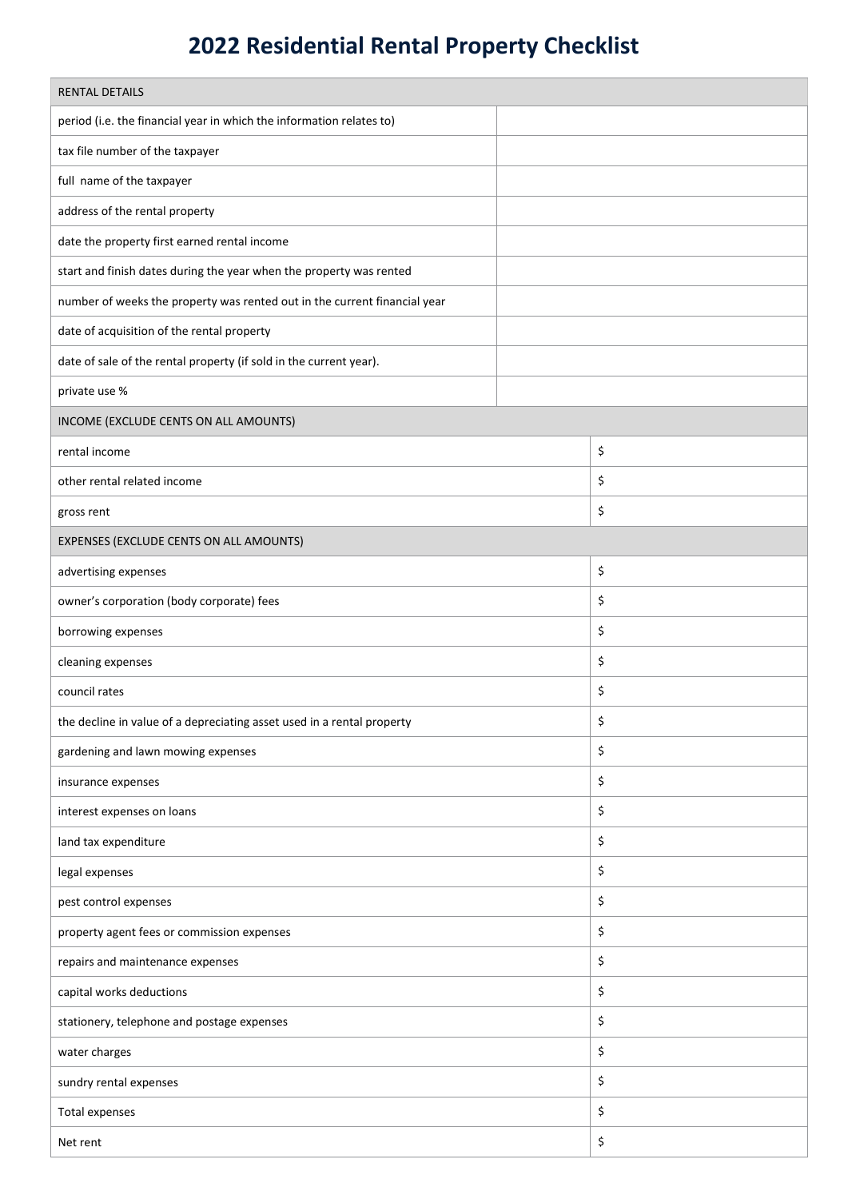# 2022 Residential Rental Property Checklist

| RENTAL DETAILS | |
|---|---|
| period (i.e. the financial year in which the information relates to) | |
| tax file number of the taxpayer | |
| full name of the taxpayer | |
| address of the rental property | |
| date the property first earned rental income | |
| start and finish dates during the year when the property was rented | |
| number of weeks the property was rented out in the current financial year | |
| date of acquisition of the rental property | |
| date of sale of the rental property (if sold in the current year). | |
| private use % | |

| INCOME (EXCLUDE CENTS ON ALL AMOUNTS) | |
|---|---|
| rental income | $ |
| other rental related income | $ |
| gross rent | $ |

| EXPENSES (EXCLUDE CENTS ON ALL AMOUNTS) | |
|---|---|
| advertising expenses | $ |
| owner's corporation (body corporate) fees | $ |
| borrowing expenses | $ |
| cleaning expenses | $ |
| council rates | $ |
| the decline in value of a depreciating asset used in a rental property | $ |
| gardening and lawn mowing expenses | $ |
| insurance expenses | $ |
| interest expenses on loans | $ |
| land tax expenditure | $ |
| legal expenses | $ |
| pest control expenses | $ |
| property agent fees or commission expenses | $ |
| repairs and maintenance expenses | $ |
| capital works deductions | $ |
| stationery, telephone and postage expenses | $ |
| water charges | $ |
| sundry rental expenses | $ |
| Total expenses | $ |
| Net rent | $ |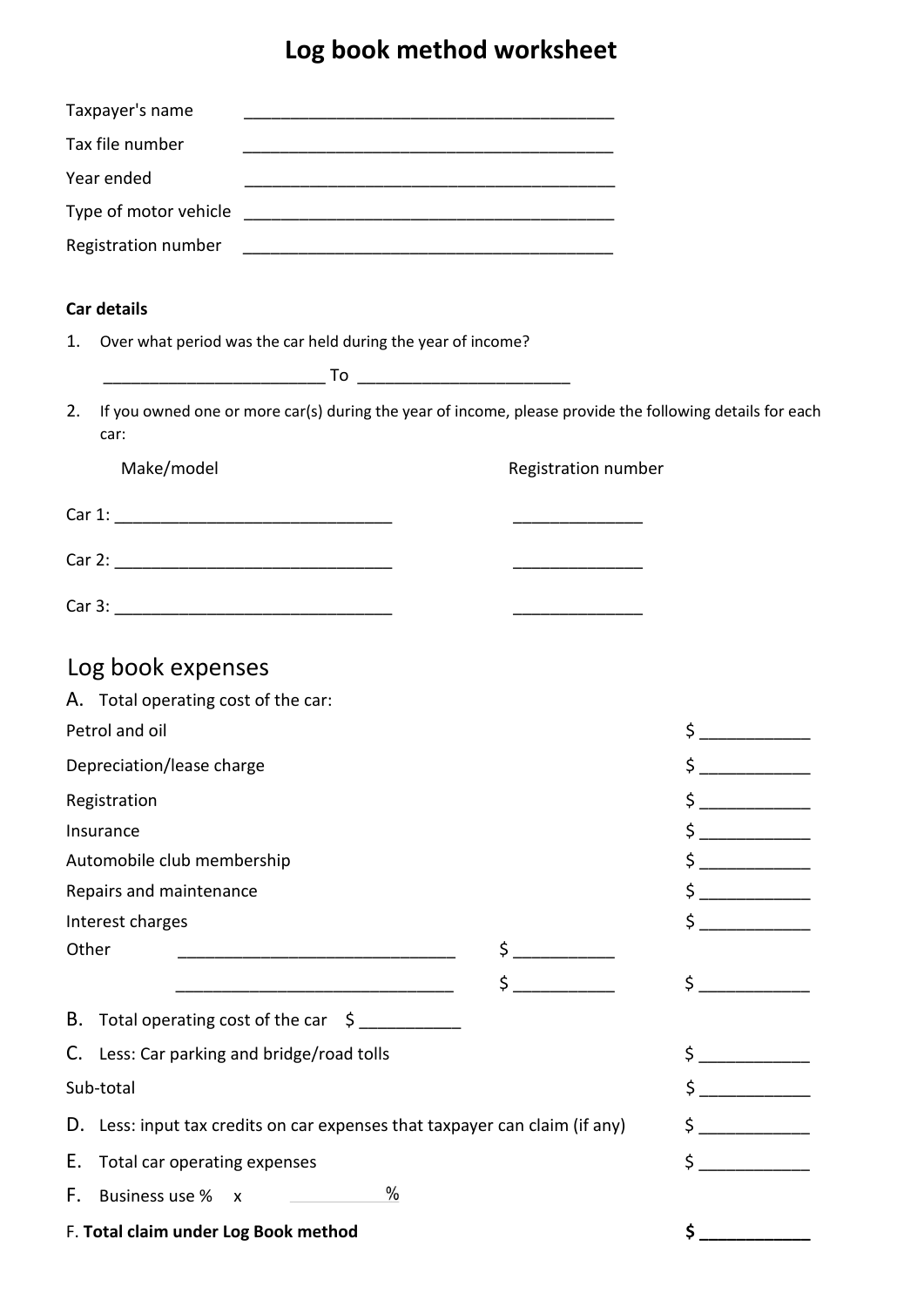# Log book method worksheet

Taxpayer's name ________________________________________

Tax file number ________________________________________

Year ended ________________________________________

Type of motor vehicle ________________________________________

Registration number ________________________________________

**Car details**

1. Over what period was the car held during the year of income?

   ________________________ To ________________________

2. If you owned one or more car(s) during the year of income, please provide the following details for each car:

| | Make/model | Registration number |
|---|---|---|
| Car 1: | ______________________________ | ______________ |
| Car 2: | ______________________________ | ______________ |
| Car 3: | ______________________________ | ______________ |

## Log book expenses

A. Total operating cost of the car:

| | | |
|---|---|---|
| Petrol and oil | | $ ___________ |
| Depreciation/lease charge | | $ ___________ |
| Registration | | $ ___________ |
| Insurance | | $ ___________ |
| Automobile club membership | | $ ___________ |
| Repairs and maintenance | | $ ___________ |
| Interest charges | | $ ___________ |
| Other ______________________________ | $ __________ | |
| ______________________________ | $ __________ | $ ___________ |

B. Total operating cost of the car $ ___________

| | |
|---|---|
| C. Less: Car parking and bridge/road tolls | $ ___________ |
| Sub-total | $ ___________ |
| D. Less: input tax credits on car expenses that taxpayer can claim (if any) | $ ___________ |
| E. Total car operating expenses | $ ___________ |
| F. Business use % x __________ % | |
| F. **Total claim under Log Book method** | **$ ___________** |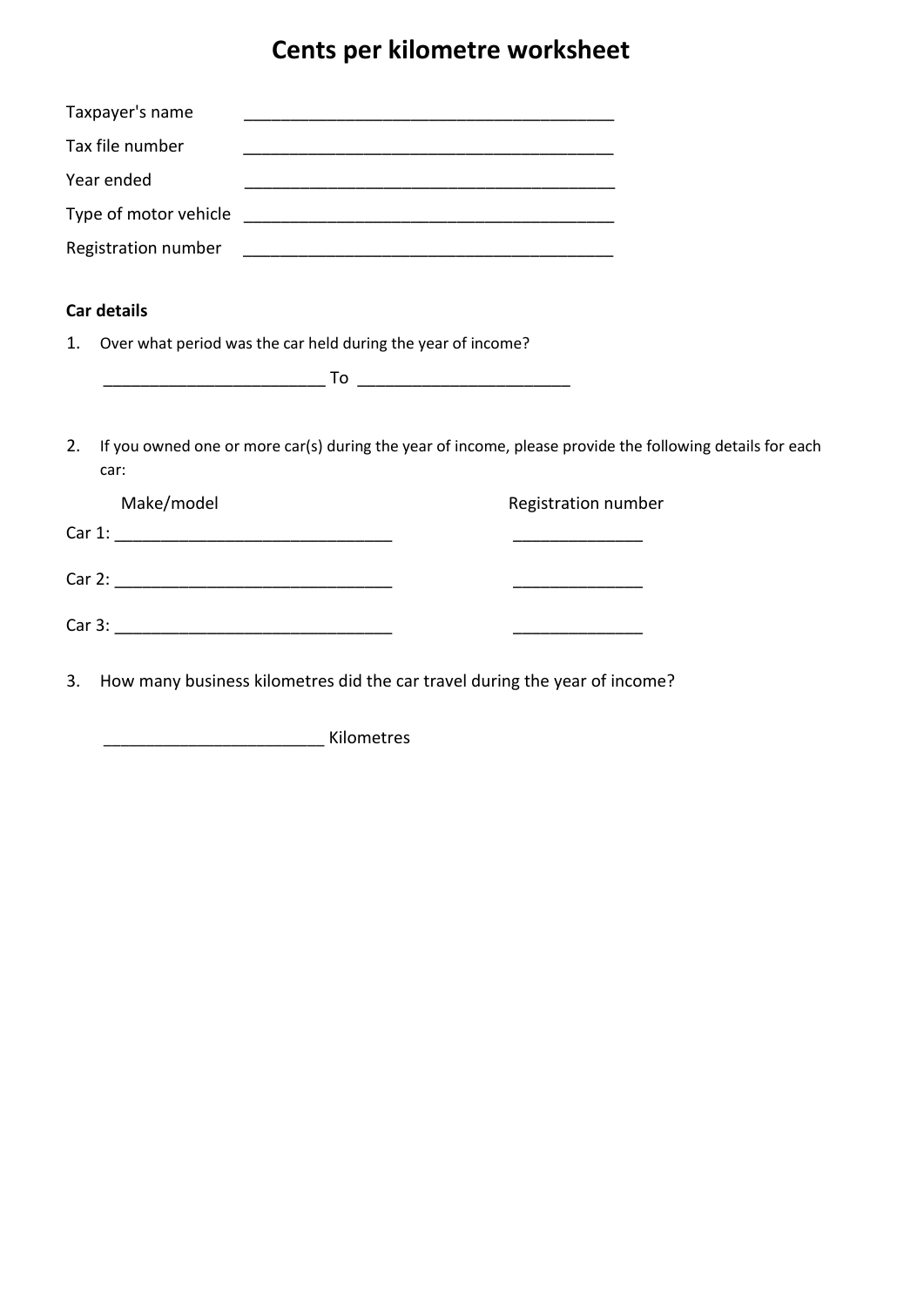# Cents per kilometre worksheet

Taxpayer's name ________________________________________

Tax file number ________________________________________

Year ended ________________________________________

Type of motor vehicle ________________________________________

Registration number ________________________________________

**Car details**

1. Over what period was the car held during the year of income?

 ________________________ To ______________________

2. If you owned one or more car(s) during the year of income, please provide the following details for each car:

| | Make/model | Registration number |
|---|---|---|
| Car 1: | ______________________________ | ______________ |
| Car 2: | ______________________________ | ______________ |
| Car 3: | ______________________________ | ______________ |

3. How many business kilometres did the car travel during the year of income?

 ________________________ Kilometres